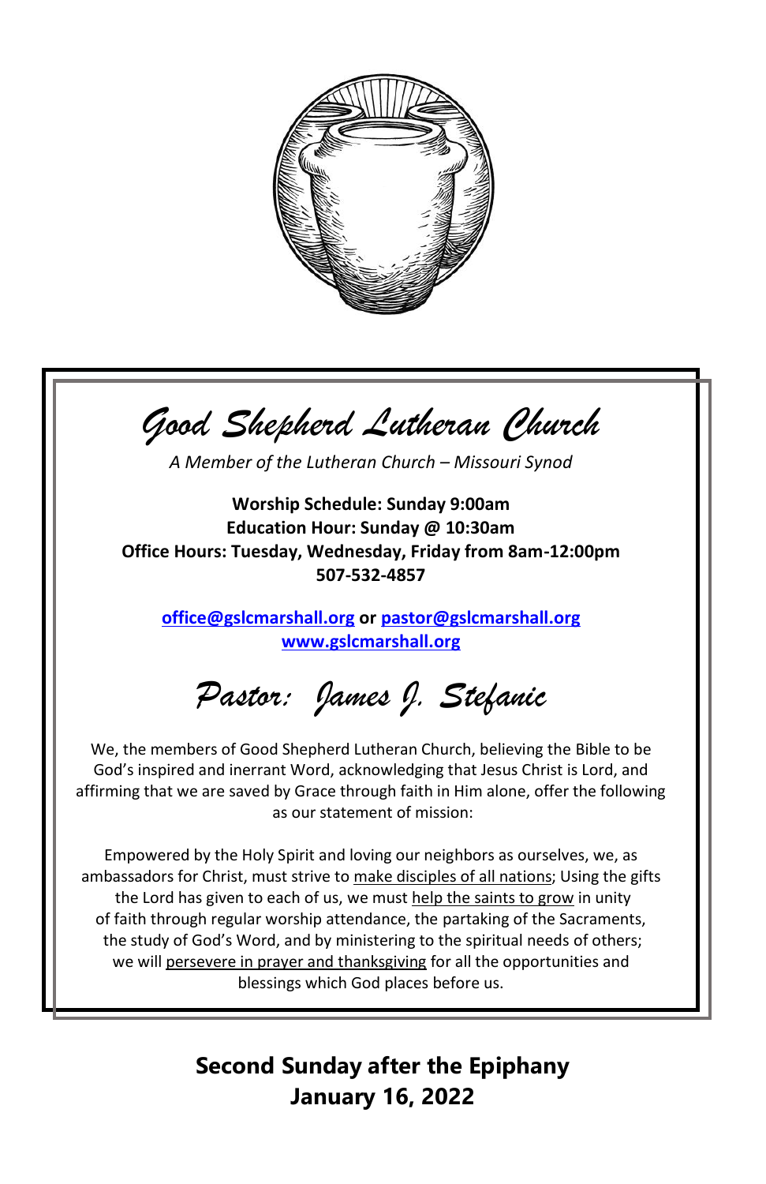# *Good Shepherd Lutheran Church*

*A Member of the Lutheran Church – Missouri Synod*

**Worship Schedule: Sunday 9:00am**
**Education Hour: Sunday @ 10:30am**
**Office Hours: Tuesday, Wednesday, Friday from 8am-12:00pm**
**507-532-4857**

**office@gslcmarshall.org or pastor@gslcmarshall.org**
**www.gslcmarshall.org**

## *Pastor: James J. Stefanic*

We, the members of Good Shepherd Lutheran Church, believing the Bible to be God's inspired and inerrant Word, acknowledging that Jesus Christ is Lord, and affirming that we are saved by Grace through faith in Him alone, offer the following as our statement of mission:

Empowered by the Holy Spirit and loving our neighbors as ourselves, we, as ambassadors for Christ, must strive to make disciples of all nations; Using the gifts the Lord has given to each of us, we must help the saints to grow in unity of faith through regular worship attendance, the partaking of the Sacraments, the study of God's Word, and by ministering to the spiritual needs of others; we will persevere in prayer and thanksgiving for all the opportunities and blessings which God places before us.

## Second Sunday after the Epiphany
## January 16, 2022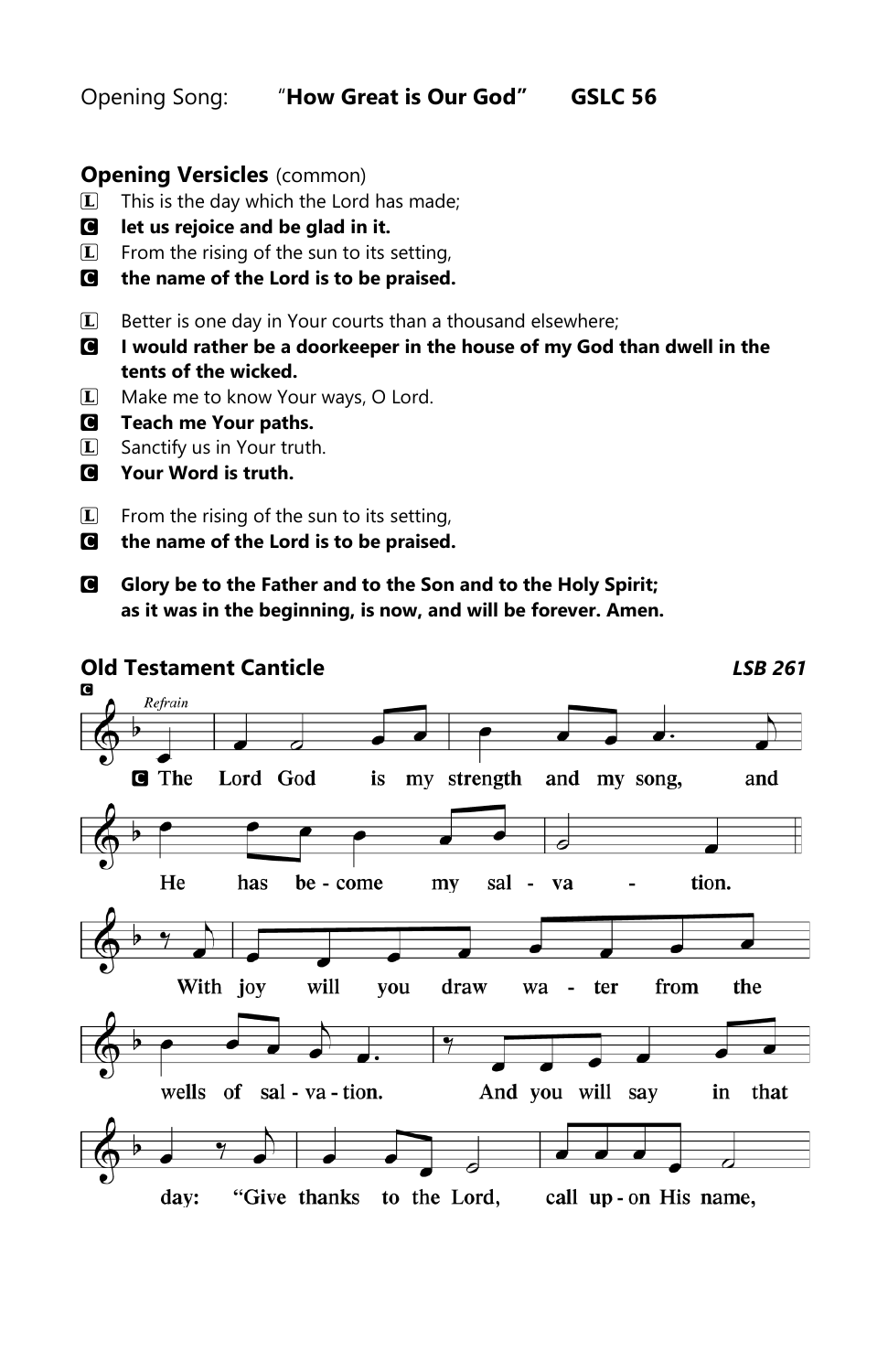Opening Song: "**How Great is Our God"** **GSLC 56**

**Opening Versicles** (common)

L This is the day which the Lord has made;
C **let us rejoice and be glad in it.**
L From the rising of the sun to its setting,
C **the name of the Lord is to be praised.**

L Better is one day in Your courts than a thousand elsewhere;
C **I would rather be a doorkeeper in the house of my God than dwell in the tents of the wicked.**
L Make me to know Your ways, O Lord.
C **Teach me Your paths.**
L Sanctify us in Your truth.
C **Your Word is truth.**

L From the rising of the sun to its setting,
C **the name of the Lord is to be praised.**

C **Glory be to the Father and to the Son and to the Holy Spirit;**
**as it was in the beginning, is now, and will be forever. Amen.**

**Old Testament Canticle** ***LSB 261***

C

*Refrain*

C The Lord God is my strength and my song, and He has be-come my sal-va-tion.

With joy will you draw wa-ter from the wells of sal-va-tion. And you will say in that day: "Give thanks to the Lord, call up-on His name,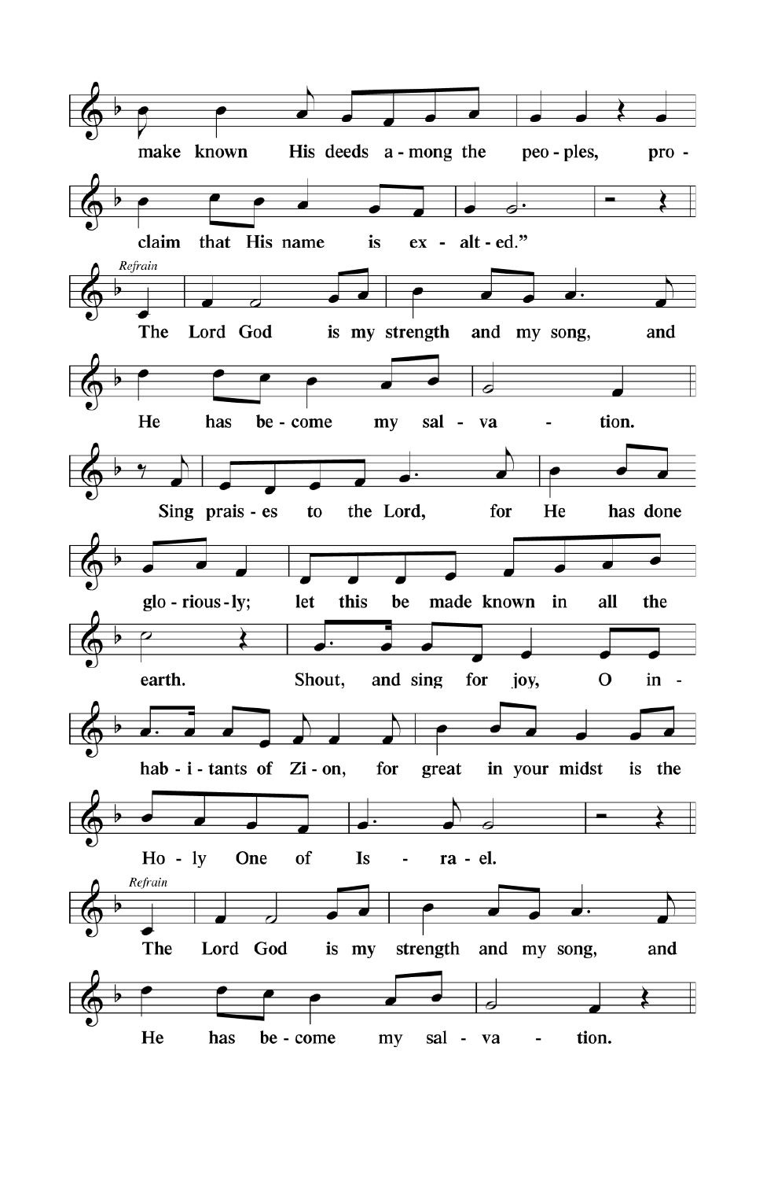make known His deeds among the peoples, proclaim that His name is exalted."

*Refrain*

The Lord God is my strength and my song, and He has become my salvation.

Sing praises to the Lord, for He has done gloriously; let this be made known in all the earth. Shout, and sing for joy, O inhabitants of Zion, for great in your midst is the Holy One of Israel.

*Refrain*

The Lord God is my strength and my song, and He has become my salvation.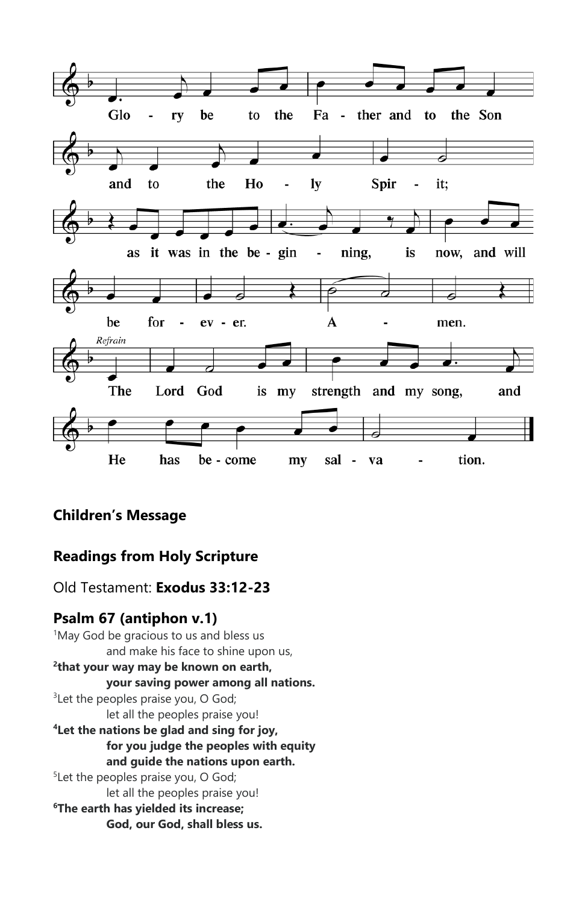Glo - ry be to the Fa - ther and to the Son and to the Ho - ly Spir - it; as it was in the be - gin - ning, is now, and will be for - ev - er. A - men.

*Refrain*

The Lord God is my strength and my song, and He has be - come my sal - va - tion.

**Children's Message**

**Readings from Holy Scripture**

Old Testament: **Exodus 33:12-23**

**Psalm 67 (antiphon v.1)**

[1]May God be gracious to us and bless us
and make his face to shine upon us,

**[2]that your way may be known on earth,**
**your saving power among all nations.**

[3]Let the peoples praise you, O God;
let all the peoples praise you!

**[4]Let the nations be glad and sing for joy,**
**for you judge the peoples with equity**
**and guide the nations upon earth.**

[5]Let the peoples praise you, O God;
let all the peoples praise you!

**[6]The earth has yielded its increase;**
**God, our God, shall bless us.**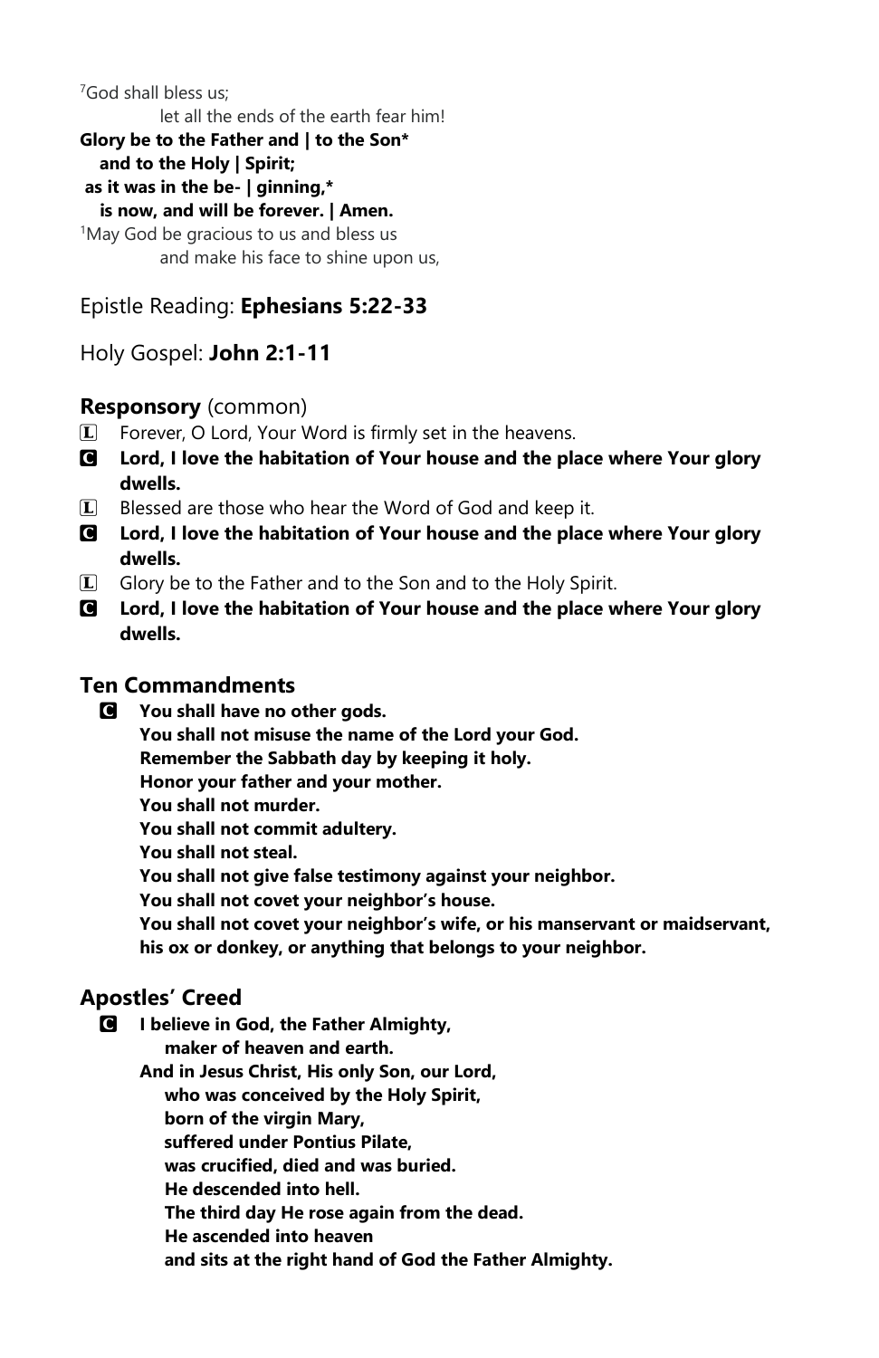[7]God shall bless us;

let all the ends of the earth fear him!

**Glory be to the Father and | to the Son***

**and to the Holy | Spirit;**

**as it was in the be- | ginning,***

**is now, and will be forever. | Amen.**

[1]May God be gracious to us and bless us

and make his face to shine upon us,

## Epistle Reading: **Ephesians 5:22-33**

## Holy Gospel: **John 2:1-11**

### **Responsory** (common)

L Forever, O Lord, Your Word is firmly set in the heavens.

**C Lord, I love the habitation of Your house and the place where Your glory dwells.**

L Blessed are those who hear the Word of God and keep it.

**C Lord, I love the habitation of Your house and the place where Your glory dwells.**

L Glory be to the Father and to the Son and to the Holy Spirit.

**C Lord, I love the habitation of Your house and the place where Your glory dwells.**

### Ten Commandments

**C You shall have no other gods.**
**You shall not misuse the name of the Lord your God.**
**Remember the Sabbath day by keeping it holy.**
**Honor your father and your mother.**
**You shall not murder.**
**You shall not commit adultery.**
**You shall not steal.**
**You shall not give false testimony against your neighbor.**
**You shall not covet your neighbor's house.**
**You shall not covet your neighbor's wife, or his manservant or maidservant, his ox or donkey, or anything that belongs to your neighbor.**

### Apostles' Creed

**C I believe in God, the Father Almighty,**
**maker of heaven and earth.**
**And in Jesus Christ, His only Son, our Lord,**
**who was conceived by the Holy Spirit,**
**born of the virgin Mary,**
**suffered under Pontius Pilate,**
**was crucified, died and was buried.**
**He descended into hell.**
**The third day He rose again from the dead.**
**He ascended into heaven**
**and sits at the right hand of God the Father Almighty.**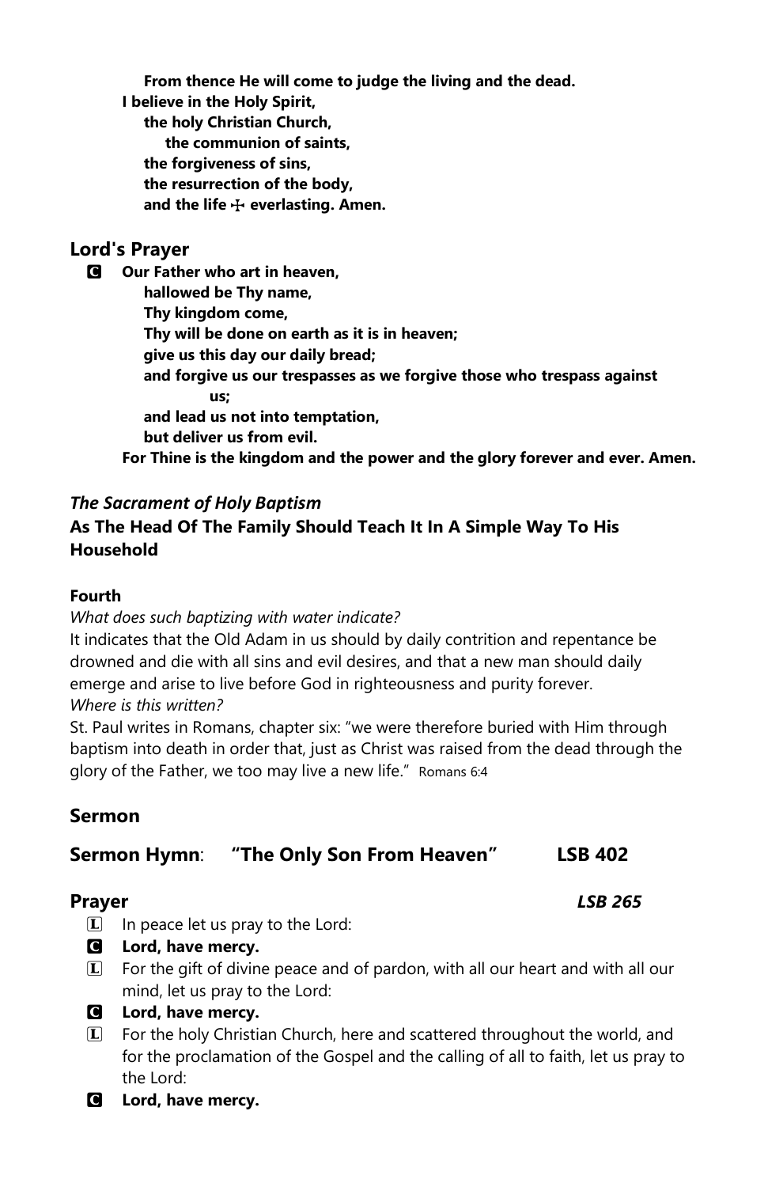**From thence He will come to judge the living and the dead.**
**I believe in the Holy Spirit,**
**the holy Christian Church,**
**the communion of saints,**
**the forgiveness of sins,**
**the resurrection of the body,**
**and the life ☩ everlasting. Amen.**

## Lord's Prayer

C **Our Father who art in heaven,**
**hallowed be Thy name,**
**Thy kingdom come,**
**Thy will be done on earth as it is in heaven;**
**give us this day our daily bread;**
**and forgive us our trespasses as we forgive those who trespass against us;**
**and lead us not into temptation,**
**but deliver us from evil.**
**For Thine is the kingdom and the power and the glory forever and ever. Amen.**

### *The Sacrament of Holy Baptism*
### As The Head Of The Family Should Teach It In A Simple Way To His Household

**Fourth**

*What does such baptizing with water indicate?*

It indicates that the Old Adam in us should by daily contrition and repentance be drowned and die with all sins and evil desires, and that a new man should daily emerge and arise to live before God in righteousness and purity forever.

*Where is this written?*

St. Paul writes in Romans, chapter six: "we were therefore buried with Him through baptism into death in order that, just as Christ was raised from the dead through the glory of the Father, we too may live a new life." Romans 6:4

## Sermon

## Sermon Hymn: "The Only Son From Heaven" LSB 402

## Prayer *LSB 265*

L In peace let us pray to the Lord:

C **Lord, have mercy.**

L For the gift of divine peace and of pardon, with all our heart and with all our mind, let us pray to the Lord:

C **Lord, have mercy.**

L For the holy Christian Church, here and scattered throughout the world, and for the proclamation of the Gospel and the calling of all to faith, let us pray to the Lord:

C **Lord, have mercy.**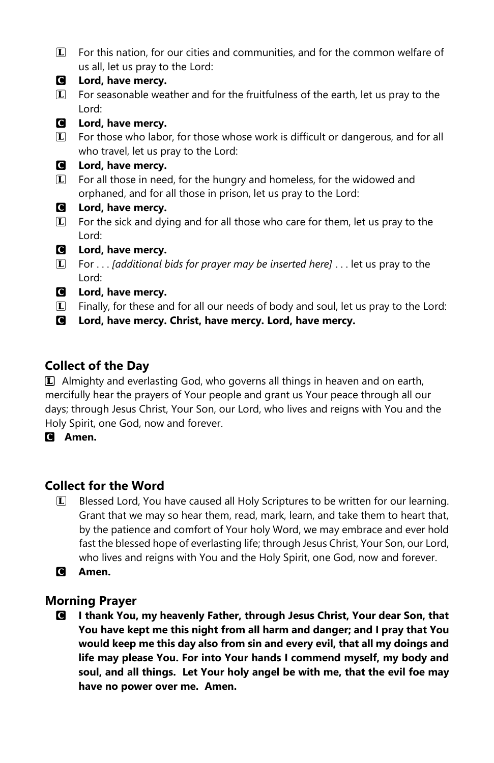L For this nation, for our cities and communities, and for the common welfare of us all, let us pray to the Lord:

C **Lord, have mercy.**

L For seasonable weather and for the fruitfulness of the earth, let us pray to the Lord:

C **Lord, have mercy.**

L For those who labor, for those whose work is difficult or dangerous, and for all who travel, let us pray to the Lord:

C **Lord, have mercy.**

L For all those in need, for the hungry and homeless, for the widowed and orphaned, and for all those in prison, let us pray to the Lord:

C **Lord, have mercy.**

L For the sick and dying and for all those who care for them, let us pray to the Lord:

C **Lord, have mercy.**

L For . . . *[additional bids for prayer may be inserted here]* . . . let us pray to the Lord:

C **Lord, have mercy.**

L Finally, for these and for all our needs of body and soul, let us pray to the Lord:

C **Lord, have mercy. Christ, have mercy. Lord, have mercy.**

## Collect of the Day

L Almighty and everlasting God, who governs all things in heaven and on earth, mercifully hear the prayers of Your people and grant us Your peace through all our days; through Jesus Christ, Your Son, our Lord, who lives and reigns with You and the Holy Spirit, one God, now and forever.

C **Amen.**

## Collect for the Word

L Blessed Lord, You have caused all Holy Scriptures to be written for our learning. Grant that we may so hear them, read, mark, learn, and take them to heart that, by the patience and comfort of Your holy Word, we may embrace and ever hold fast the blessed hope of everlasting life; through Jesus Christ, Your Son, our Lord, who lives and reigns with You and the Holy Spirit, one God, now and forever.

C **Amen.**

## Morning Prayer

C **I thank You, my heavenly Father, through Jesus Christ, Your dear Son, that You have kept me this night from all harm and danger; and I pray that You would keep me this day also from sin and every evil, that all my doings and life may please You. For into Your hands I commend myself, my body and soul, and all things. Let Your holy angel be with me, that the evil foe may have no power over me. Amen.**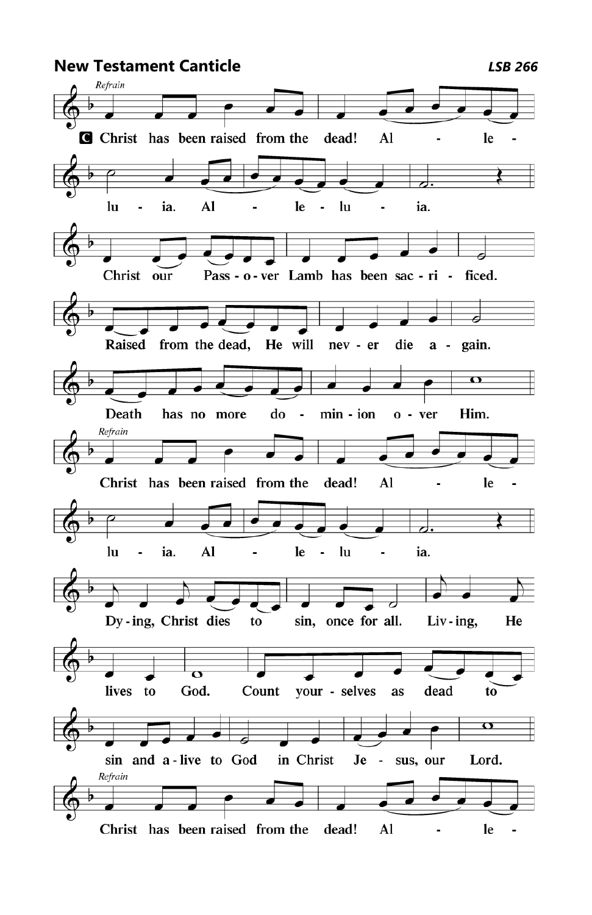## New Testament Canticle

*LSB 266*

*Refrain*

**C** Christ has been raised from the dead! Al - le - lu - ia. Al - le - lu - ia.

Christ our Pass - o - ver Lamb has been sac - ri - ficed.

Raised from the dead, He will nev - er die a - gain.

Death has no more do - min - ion o - ver Him.

*Refrain*

Christ has been raised from the dead! Al - le - lu - ia. Al - le - lu - ia.

Dy - ing, Christ dies to sin, once for all. Liv - ing, He lives to God.

Count your - selves as dead to sin and a - live to God in Christ Je - sus, our Lord.

*Refrain*

Christ has been raised from the dead! Al - le -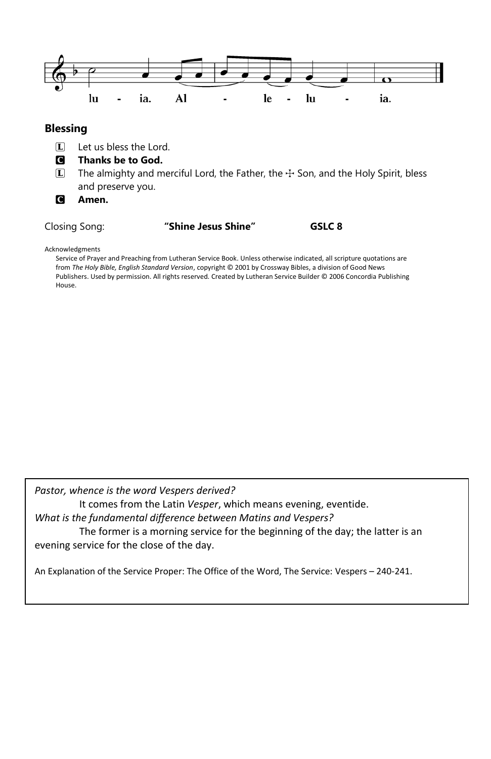lu - ia. Al - le - lu - ia.

## Blessing

L Let us bless the Lord.

**C Thanks be to God.**

L The almighty and merciful Lord, the Father, the ☩ Son, and the Holy Spirit, bless and preserve you.

**C Amen.**

Closing Song: **"Shine Jesus Shine"** **GSLC 8**

Acknowledgments

Service of Prayer and Preaching from Lutheran Service Book. Unless otherwise indicated, all scripture quotations are from *The Holy Bible, English Standard Version*, copyright © 2001 by Crossway Bibles, a division of Good News Publishers. Used by permission. All rights reserved. Created by Lutheran Service Builder © 2006 Concordia Publishing House.

*Pastor, whence is the word Vespers derived?*

It comes from the Latin *Vesper*, which means evening, eventide.

*What is the fundamental difference between Matins and Vespers?*

The former is a morning service for the beginning of the day; the latter is an evening service for the close of the day.

An Explanation of the Service Proper: The Office of the Word, The Service: Vespers – 240-241.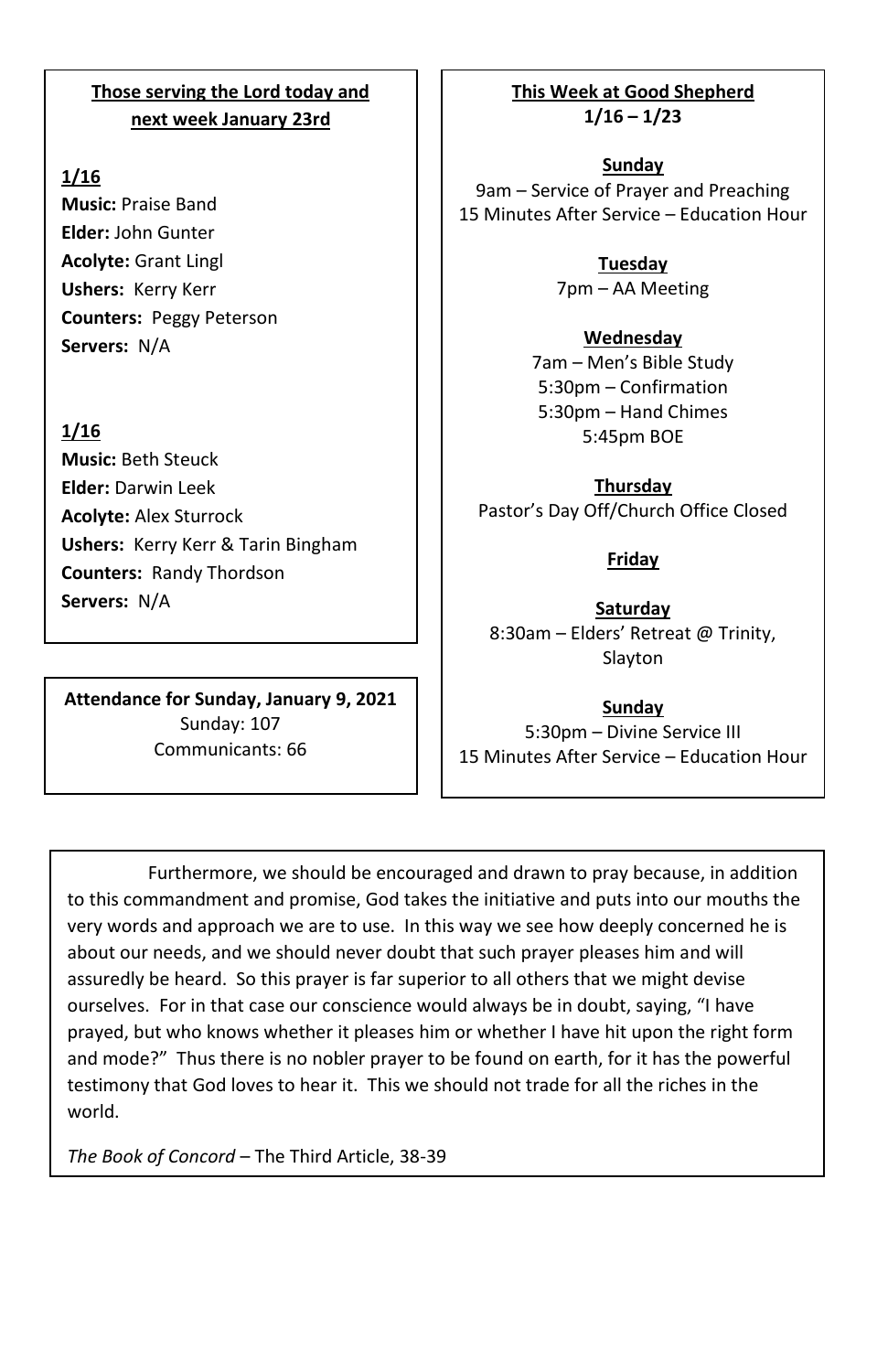**Those serving the Lord today and next week January 23rd**

**1/16**
**Music:** Praise Band
**Elder:** John Gunter
**Acolyte:** Grant Lingl
**Ushers:** Kerry Kerr
**Counters:** Peggy Peterson
**Servers:** N/A

**1/16**
**Music:** Beth Steuck
**Elder:** Darwin Leek
**Acolyte:** Alex Sturrock
**Ushers:** Kerry Kerr & Tarin Bingham
**Counters:** Randy Thordson
**Servers:** N/A

**Attendance for Sunday, January 9, 2021**
Sunday: 107
Communicants: 66

**This Week at Good Shepherd**
**1/16 – 1/23**

**Sunday**
9am – Service of Prayer and Preaching
15 Minutes After Service – Education Hour

**Tuesday**
7pm – AA Meeting

**Wednesday**
7am – Men's Bible Study
5:30pm – Confirmation
5:30pm – Hand Chimes
5:45pm BOE

**Thursday**
Pastor's Day Off/Church Office Closed

**Friday**

**Saturday**
8:30am – Elders' Retreat @ Trinity, Slayton

**Sunday**
5:30pm – Divine Service III
15 Minutes After Service – Education Hour

Furthermore, we should be encouraged and drawn to pray because, in addition to this commandment and promise, God takes the initiative and puts into our mouths the very words and approach we are to use. In this way we see how deeply concerned he is about our needs, and we should never doubt that such prayer pleases him and will assuredly be heard. So this prayer is far superior to all others that we might devise ourselves. For in that case our conscience would always be in doubt, saying, "I have prayed, but who knows whether it pleases him or whether I have hit upon the right form and mode?" Thus there is no nobler prayer to be found on earth, for it has the powerful testimony that God loves to hear it. This we should not trade for all the riches in the world.

*The Book of Concord* – The Third Article, 38-39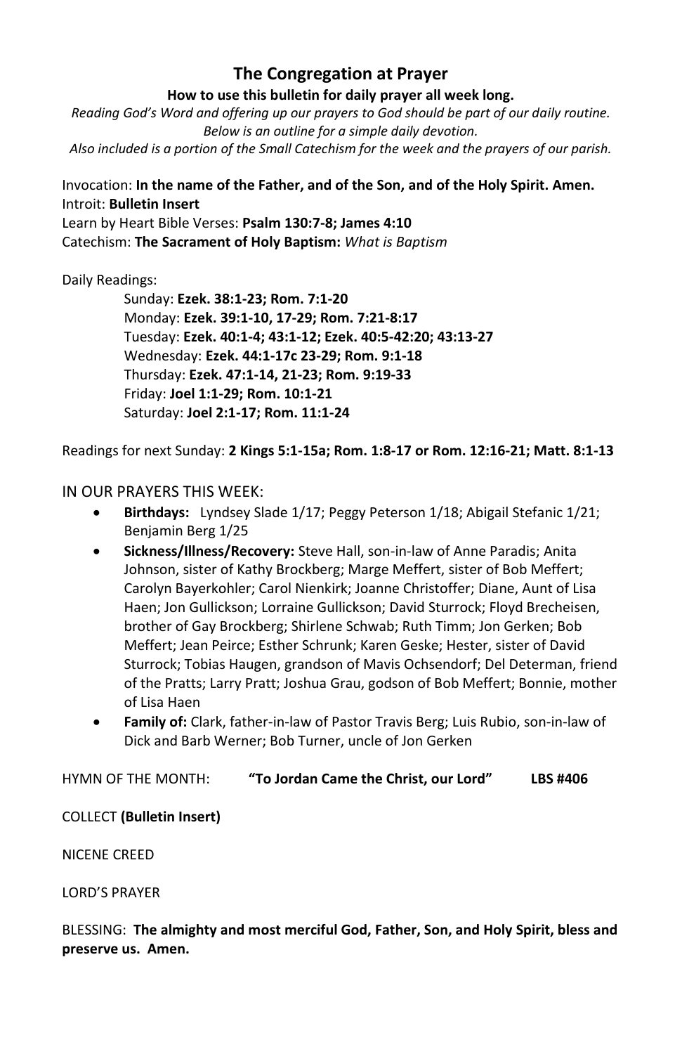## The Congregation at Prayer

**How to use this bulletin for daily prayer all week long.**

*Reading God's Word and offering up our prayers to God should be part of our daily routine. Below is an outline for a simple daily devotion. Also included is a portion of the Small Catechism for the week and the prayers of our parish.*

Invocation: **In the name of the Father, and of the Son, and of the Holy Spirit. Amen.**
Introit: **Bulletin Insert**
Learn by Heart Bible Verses: **Psalm 130:7-8; James 4:10**
Catechism: **The Sacrament of Holy Baptism:** *What is Baptism*

Daily Readings:

Sunday: **Ezek. 38:1-23; Rom. 7:1-20**
Monday: **Ezek. 39:1-10, 17-29; Rom. 7:21-8:17**
Tuesday: **Ezek. 40:1-4; 43:1-12; Ezek. 40:5-42:20; 43:13-27**
Wednesday: **Ezek. 44:1-17c 23-29; Rom. 9:1-18**
Thursday: **Ezek. 47:1-14, 21-23; Rom. 9:19-33**
Friday: **Joel 1:1-29; Rom. 10:1-21**
Saturday: **Joel 2:1-17; Rom. 11:1-24**

Readings for next Sunday: **2 Kings 5:1-15a; Rom. 1:8-17 or Rom. 12:16-21; Matt. 8:1-13**

IN OUR PRAYERS THIS WEEK:

- **Birthdays:** Lyndsey Slade 1/17; Peggy Peterson 1/18; Abigail Stefanic 1/21; Benjamin Berg 1/25
- **Sickness/Illness/Recovery:** Steve Hall, son-in-law of Anne Paradis; Anita Johnson, sister of Kathy Brockberg; Marge Meffert, sister of Bob Meffert; Carolyn Bayerkohler; Carol Nienkirk; Joanne Christoffer; Diane, Aunt of Lisa Haen; Jon Gullickson; Lorraine Gullickson; David Sturrock; Floyd Brecheisen, brother of Gay Brockberg; Shirlene Schwab; Ruth Timm; Jon Gerken; Bob Meffert; Jean Peirce; Esther Schrunk; Karen Geske; Hester, sister of David Sturrock; Tobias Haugen, grandson of Mavis Ochsendorf; Del Determan, friend of the Pratts; Larry Pratt; Joshua Grau, godson of Bob Meffert; Bonnie, mother of Lisa Haen
- **Family of:** Clark, father-in-law of Pastor Travis Berg; Luis Rubio, son-in-law of Dick and Barb Werner; Bob Turner, uncle of Jon Gerken

HYMN OF THE MONTH: **"To Jordan Came the Christ, our Lord"** **LBS #406**

COLLECT **(Bulletin Insert)**

NICENE CREED

LORD'S PRAYER

BLESSING: **The almighty and most merciful God, Father, Son, and Holy Spirit, bless and preserve us. Amen.**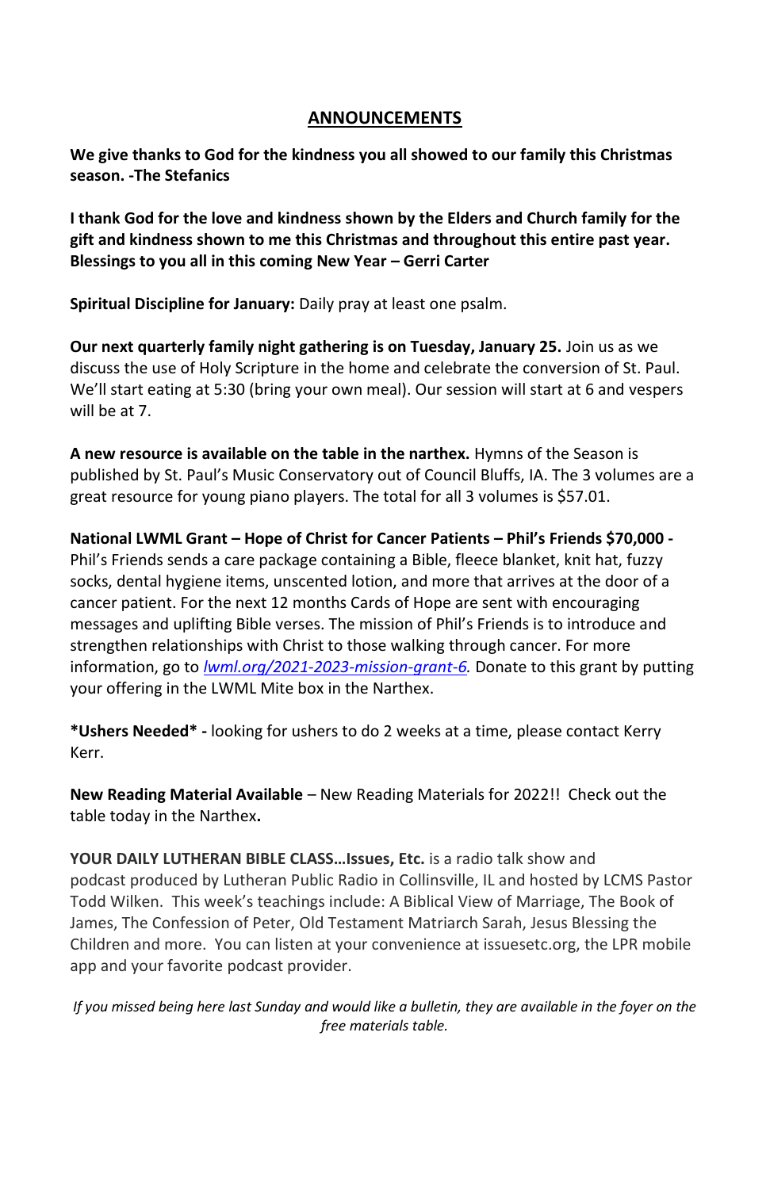## ANNOUNCEMENTS

**We give thanks to God for the kindness you all showed to our family this Christmas season. -The Stefanics**

**I thank God for the love and kindness shown by the Elders and Church family for the gift and kindness shown to me this Christmas and throughout this entire past year. Blessings to you all in this coming New Year – Gerri Carter**

**Spiritual Discipline for January:** Daily pray at least one psalm.

**Our next quarterly family night gathering is on Tuesday, January 25.** Join us as we discuss the use of Holy Scripture in the home and celebrate the conversion of St. Paul. We'll start eating at 5:30 (bring your own meal). Our session will start at 6 and vespers will be at 7.

**A new resource is available on the table in the narthex.** Hymns of the Season is published by St. Paul's Music Conservatory out of Council Bluffs, IA. The 3 volumes are a great resource for young piano players. The total for all 3 volumes is $57.01.

**National LWML Grant – Hope of Christ for Cancer Patients – Phil's Friends $70,000 -** Phil's Friends sends a care package containing a Bible, fleece blanket, knit hat, fuzzy socks, dental hygiene items, unscented lotion, and more that arrives at the door of a cancer patient. For the next 12 months Cards of Hope are sent with encouraging messages and uplifting Bible verses. The mission of Phil's Friends is to introduce and strengthen relationships with Christ to those walking through cancer. For more information, go to *lwml.org/2021-2023-mission-grant-6.* Donate to this grant by putting your offering in the LWML Mite box in the Narthex.

**\*Ushers Needed\* -** looking for ushers to do 2 weeks at a time, please contact Kerry Kerr.

**New Reading Material Available** – New Reading Materials for 2022!! Check out the table today in the Narthex**.**

**YOUR DAILY LUTHERAN BIBLE CLASS…Issues, Etc.** is a radio talk show and podcast produced by Lutheran Public Radio in Collinsville, IL and hosted by LCMS Pastor Todd Wilken. This week's teachings include: A Biblical View of Marriage, The Book of James, The Confession of Peter, Old Testament Matriarch Sarah, Jesus Blessing the Children and more. You can listen at your convenience at issuesetc.org, the LPR mobile app and your favorite podcast provider.

*If you missed being here last Sunday and would like a bulletin, they are available in the foyer on the free materials table.*